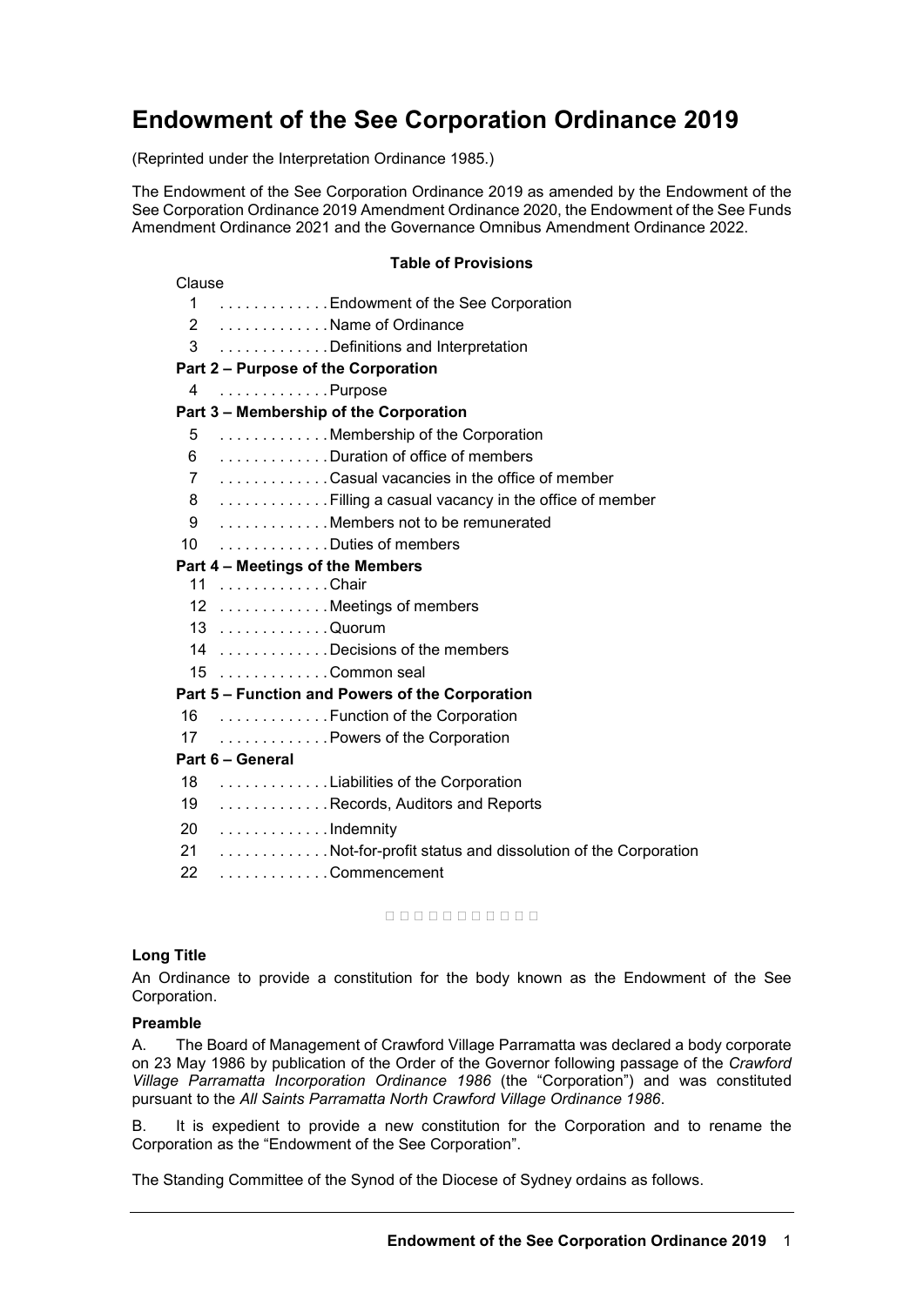# Endowment of the See Corporation Ordinance 2019

(Reprinted under the Interpretation Ordinance 1985.)

The Endowment of the See Corporation Ordinance 2019 as amended by the Endowment of the See Corporation Ordinance 2019 Amendment Ordinance 2020, the Endowment of the See Funds Amendment Ordinance 2021 and the Governance Omnibus Amendment Ordinance 2022.

**Table of Provisions**

Clause

1 . . . . . . . . . . . . . Endowment of the See Corporation
2 . . . . . . . . . . . . . Name of Ordinance
3 . . . . . . . . . . . . . Definitions and Interpretation

**Part 2 – Purpose of the Corporation**

4 . . . . . . . . . . . . . Purpose

**Part 3 – Membership of the Corporation**

5 . . . . . . . . . . . . . Membership of the Corporation
6 . . . . . . . . . . . . . Duration of office of members
7 . . . . . . . . . . . . . Casual vacancies in the office of member
8 . . . . . . . . . . . . . Filling a casual vacancy in the office of member
9 . . . . . . . . . . . . . Members not to be remunerated
10 . . . . . . . . . . . . . Duties of members

**Part 4 – Meetings of the Members**

11 . . . . . . . . . . . . . Chair
12 . . . . . . . . . . . . . Meetings of members
13 . . . . . . . . . . . . . Quorum
14 . . . . . . . . . . . . . Decisions of the members
15 . . . . . . . . . . . . . Common seal

**Part 5 – Function and Powers of the Corporation**

16 . . . . . . . . . . . . . Function of the Corporation
17 . . . . . . . . . . . . . Powers of the Corporation

**Part 6 – General**

18 . . . . . . . . . . . . . Liabilities of the Corporation
19 . . . . . . . . . . . . . Records, Auditors and Reports
20 . . . . . . . . . . . . . Indemnity
21 . . . . . . . . . . . . . Not-for-profit status and dissolution of the Corporation
22 . . . . . . . . . . . . . Commencement

**Long Title**

An Ordinance to provide a constitution for the body known as the Endowment of the See Corporation.

**Preamble**

A. The Board of Management of Crawford Village Parramatta was declared a body corporate on 23 May 1986 by publication of the Order of the Governor following passage of the *Crawford Village Parramatta Incorporation Ordinance 1986* (the "Corporation") and was constituted pursuant to the *All Saints Parramatta North Crawford Village Ordinance 1986*.

B. It is expedient to provide a new constitution for the Corporation and to rename the Corporation as the "Endowment of the See Corporation".

The Standing Committee of the Synod of the Diocese of Sydney ordains as follows.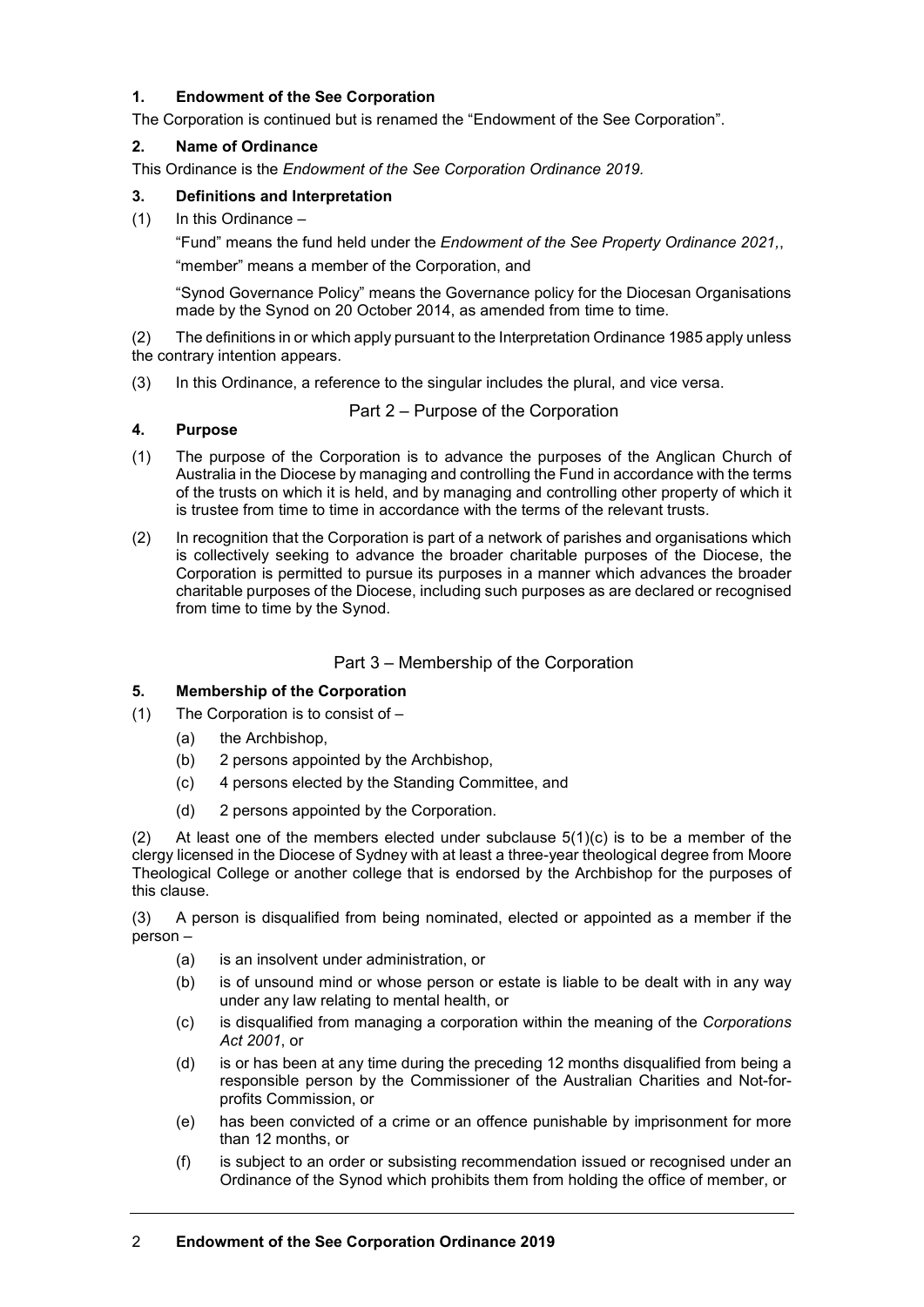**1. Endowment of the See Corporation**

The Corporation is continued but is renamed the "Endowment of the See Corporation".

**2. Name of Ordinance**

This Ordinance is the *Endowment of the See Corporation Ordinance 2019.*

**3. Definitions and Interpretation**

(1) In this Ordinance –

"Fund" means the fund held under the *Endowment of the See Property Ordinance 2021,*,

"member" means a member of the Corporation, and

"Synod Governance Policy" means the Governance policy for the Diocesan Organisations made by the Synod on 20 October 2014, as amended from time to time.

(2) The definitions in or which apply pursuant to the Interpretation Ordinance 1985 apply unless the contrary intention appears.

(3) In this Ordinance, a reference to the singular includes the plural, and vice versa.

## Part 2 – Purpose of the Corporation

**4. Purpose**

(1) The purpose of the Corporation is to advance the purposes of the Anglican Church of Australia in the Diocese by managing and controlling the Fund in accordance with the terms of the trusts on which it is held, and by managing and controlling other property of which it is trustee from time to time in accordance with the terms of the relevant trusts.

(2) In recognition that the Corporation is part of a network of parishes and organisations which is collectively seeking to advance the broader charitable purposes of the Diocese, the Corporation is permitted to pursue its purposes in a manner which advances the broader charitable purposes of the Diocese, including such purposes as are declared or recognised from time to time by the Synod.

## Part 3 – Membership of the Corporation

**5. Membership of the Corporation**

(1) The Corporation is to consist of –

- (a) the Archbishop,
- (b) 2 persons appointed by the Archbishop,
- (c) 4 persons elected by the Standing Committee, and
- (d) 2 persons appointed by the Corporation.

(2) At least one of the members elected under subclause 5(1)(c) is to be a member of the clergy licensed in the Diocese of Sydney with at least a three-year theological degree from Moore Theological College or another college that is endorsed by the Archbishop for the purposes of this clause.

(3) A person is disqualified from being nominated, elected or appointed as a member if the person –

- (a) is an insolvent under administration, or
- (b) is of unsound mind or whose person or estate is liable to be dealt with in any way under any law relating to mental health, or
- (c) is disqualified from managing a corporation within the meaning of the *Corporations Act 2001*, or
- (d) is or has been at any time during the preceding 12 months disqualified from being a responsible person by the Commissioner of the Australian Charities and Not-for-profits Commission, or
- (e) has been convicted of a crime or an offence punishable by imprisonment for more than 12 months, or
- (f) is subject to an order or subsisting recommendation issued or recognised under an Ordinance of the Synod which prohibits them from holding the office of member, or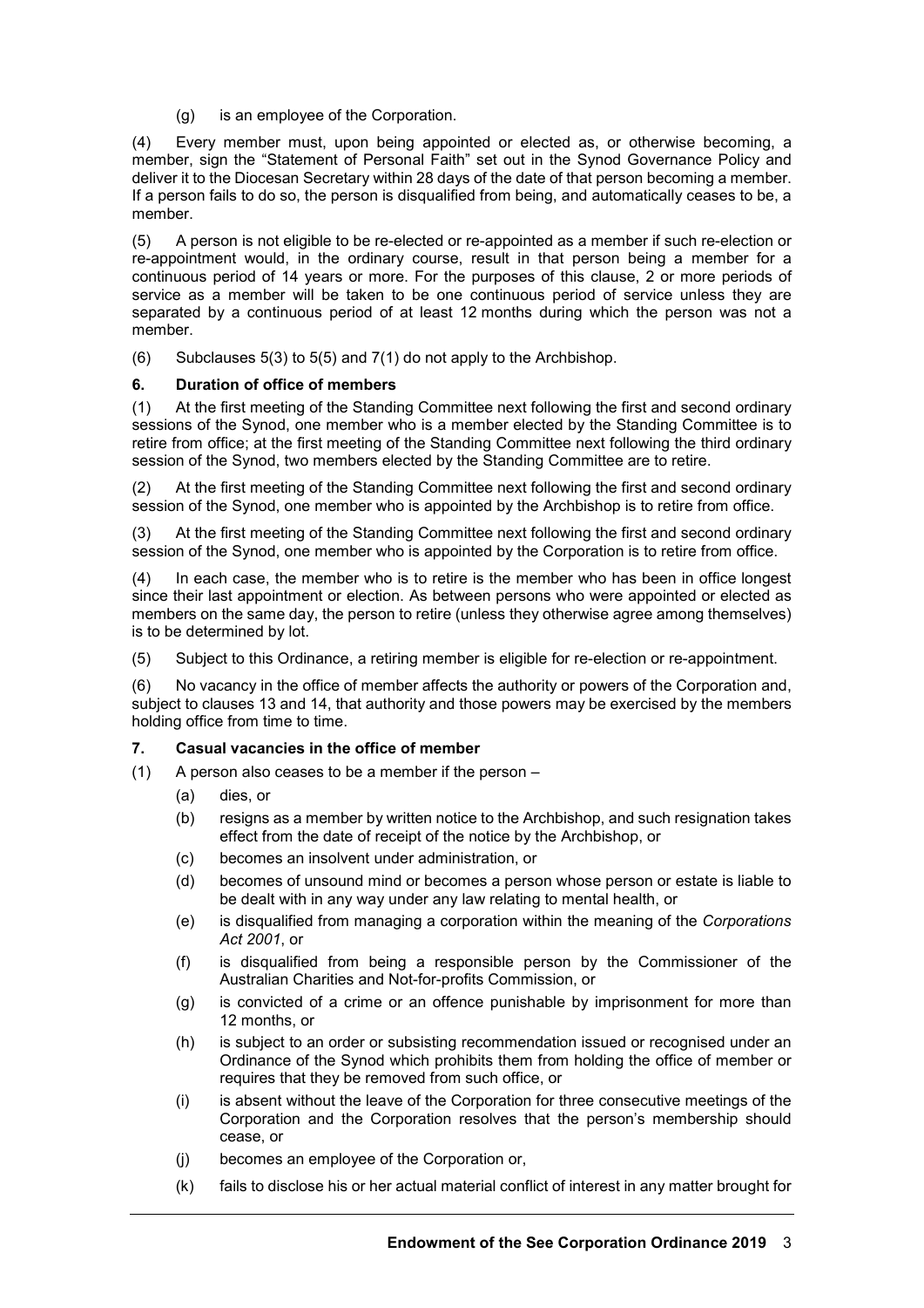(g) is an employee of the Corporation.

(4) Every member must, upon being appointed or elected as, or otherwise becoming, a member, sign the "Statement of Personal Faith" set out in the Synod Governance Policy and deliver it to the Diocesan Secretary within 28 days of the date of that person becoming a member. If a person fails to do so, the person is disqualified from being, and automatically ceases to be, a member.

(5) A person is not eligible to be re-elected or re-appointed as a member if such re-election or re-appointment would, in the ordinary course, result in that person being a member for a continuous period of 14 years or more. For the purposes of this clause, 2 or more periods of service as a member will be taken to be one continuous period of service unless they are separated by a continuous period of at least 12 months during which the person was not a member.

(6) Subclauses 5(3) to 5(5) and 7(1) do not apply to the Archbishop.

### 6. Duration of office of members

(1) At the first meeting of the Standing Committee next following the first and second ordinary sessions of the Synod, one member who is a member elected by the Standing Committee is to retire from office; at the first meeting of the Standing Committee next following the third ordinary session of the Synod, two members elected by the Standing Committee are to retire.

(2) At the first meeting of the Standing Committee next following the first and second ordinary session of the Synod, one member who is appointed by the Archbishop is to retire from office.

(3) At the first meeting of the Standing Committee next following the first and second ordinary session of the Synod, one member who is appointed by the Corporation is to retire from office.

(4) In each case, the member who is to retire is the member who has been in office longest since their last appointment or election. As between persons who were appointed or elected as members on the same day, the person to retire (unless they otherwise agree among themselves) is to be determined by lot.

(5) Subject to this Ordinance, a retiring member is eligible for re-election or re-appointment.

(6) No vacancy in the office of member affects the authority or powers of the Corporation and, subject to clauses 13 and 14, that authority and those powers may be exercised by the members holding office from time to time.

### 7. Casual vacancies in the office of member

(1) A person also ceases to be a member if the person –

- (a) dies, or
- (b) resigns as a member by written notice to the Archbishop, and such resignation takes effect from the date of receipt of the notice by the Archbishop, or
- (c) becomes an insolvent under administration, or
- (d) becomes of unsound mind or becomes a person whose person or estate is liable to be dealt with in any way under any law relating to mental health, or
- (e) is disqualified from managing a corporation within the meaning of the *Corporations Act 2001*, or
- (f) is disqualified from being a responsible person by the Commissioner of the Australian Charities and Not-for-profits Commission, or
- (g) is convicted of a crime or an offence punishable by imprisonment for more than 12 months, or
- (h) is subject to an order or subsisting recommendation issued or recognised under an Ordinance of the Synod which prohibits them from holding the office of member or requires that they be removed from such office, or
- (i) is absent without the leave of the Corporation for three consecutive meetings of the Corporation and the Corporation resolves that the person's membership should cease, or
- (j) becomes an employee of the Corporation or,
- (k) fails to disclose his or her actual material conflict of interest in any matter brought for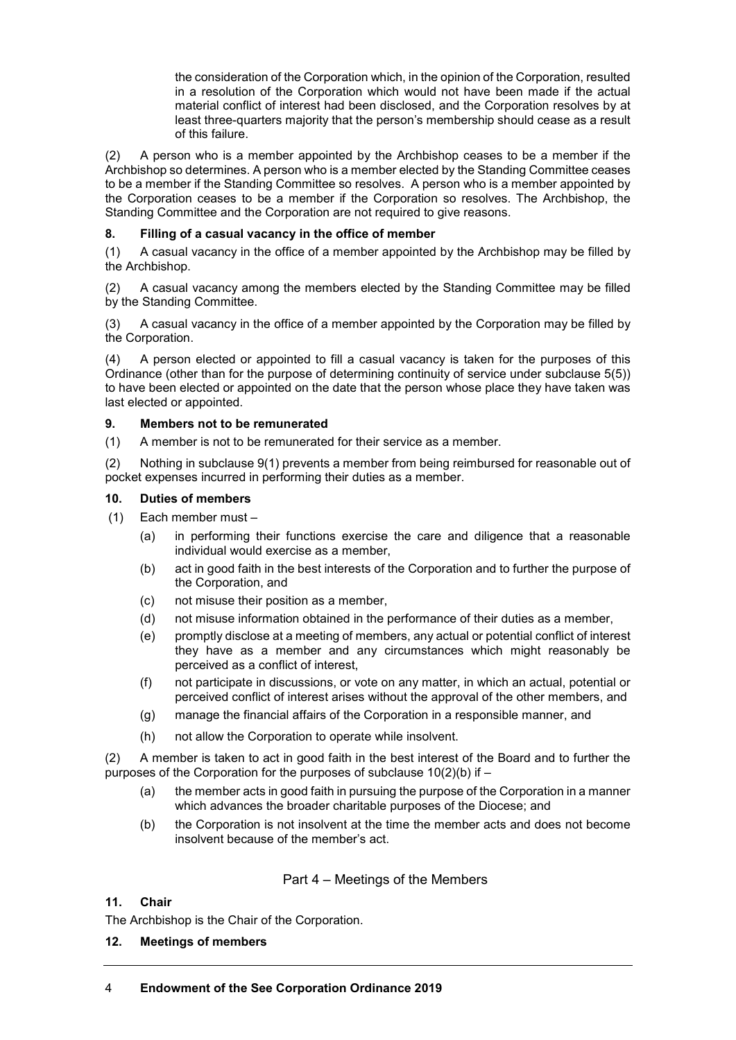the consideration of the Corporation which, in the opinion of the Corporation, resulted in a resolution of the Corporation which would not have been made if the actual material conflict of interest had been disclosed, and the Corporation resolves by at least three-quarters majority that the person's membership should cease as a result of this failure.

(2) A person who is a member appointed by the Archbishop ceases to be a member if the Archbishop so determines. A person who is a member elected by the Standing Committee ceases to be a member if the Standing Committee so resolves. A person who is a member appointed by the Corporation ceases to be a member if the Corporation so resolves. The Archbishop, the Standing Committee and the Corporation are not required to give reasons.

### 8. Filling of a casual vacancy in the office of member

(1) A casual vacancy in the office of a member appointed by the Archbishop may be filled by the Archbishop.

(2) A casual vacancy among the members elected by the Standing Committee may be filled by the Standing Committee.

(3) A casual vacancy in the office of a member appointed by the Corporation may be filled by the Corporation.

(4) A person elected or appointed to fill a casual vacancy is taken for the purposes of this Ordinance (other than for the purpose of determining continuity of service under subclause 5(5)) to have been elected or appointed on the date that the person whose place they have taken was last elected or appointed.

### 9. Members not to be remunerated

(1) A member is not to be remunerated for their service as a member.

(2) Nothing in subclause 9(1) prevents a member from being reimbursed for reasonable out of pocket expenses incurred in performing their duties as a member.

### 10. Duties of members

(1) Each member must –

- (a) in performing their functions exercise the care and diligence that a reasonable individual would exercise as a member,
- (b) act in good faith in the best interests of the Corporation and to further the purpose of the Corporation, and
- (c) not misuse their position as a member,
- (d) not misuse information obtained in the performance of their duties as a member,
- (e) promptly disclose at a meeting of members, any actual or potential conflict of interest they have as a member and any circumstances which might reasonably be perceived as a conflict of interest,
- (f) not participate in discussions, or vote on any matter, in which an actual, potential or perceived conflict of interest arises without the approval of the other members, and
- (g) manage the financial affairs of the Corporation in a responsible manner, and
- (h) not allow the Corporation to operate while insolvent.

(2) A member is taken to act in good faith in the best interest of the Board and to further the purposes of the Corporation for the purposes of subclause 10(2)(b) if –

- (a) the member acts in good faith in pursuing the purpose of the Corporation in a manner which advances the broader charitable purposes of the Diocese; and
- (b) the Corporation is not insolvent at the time the member acts and does not become insolvent because of the member's act.

## Part 4 – Meetings of the Members

### 11. Chair

The Archbishop is the Chair of the Corporation.

### 12. Meetings of members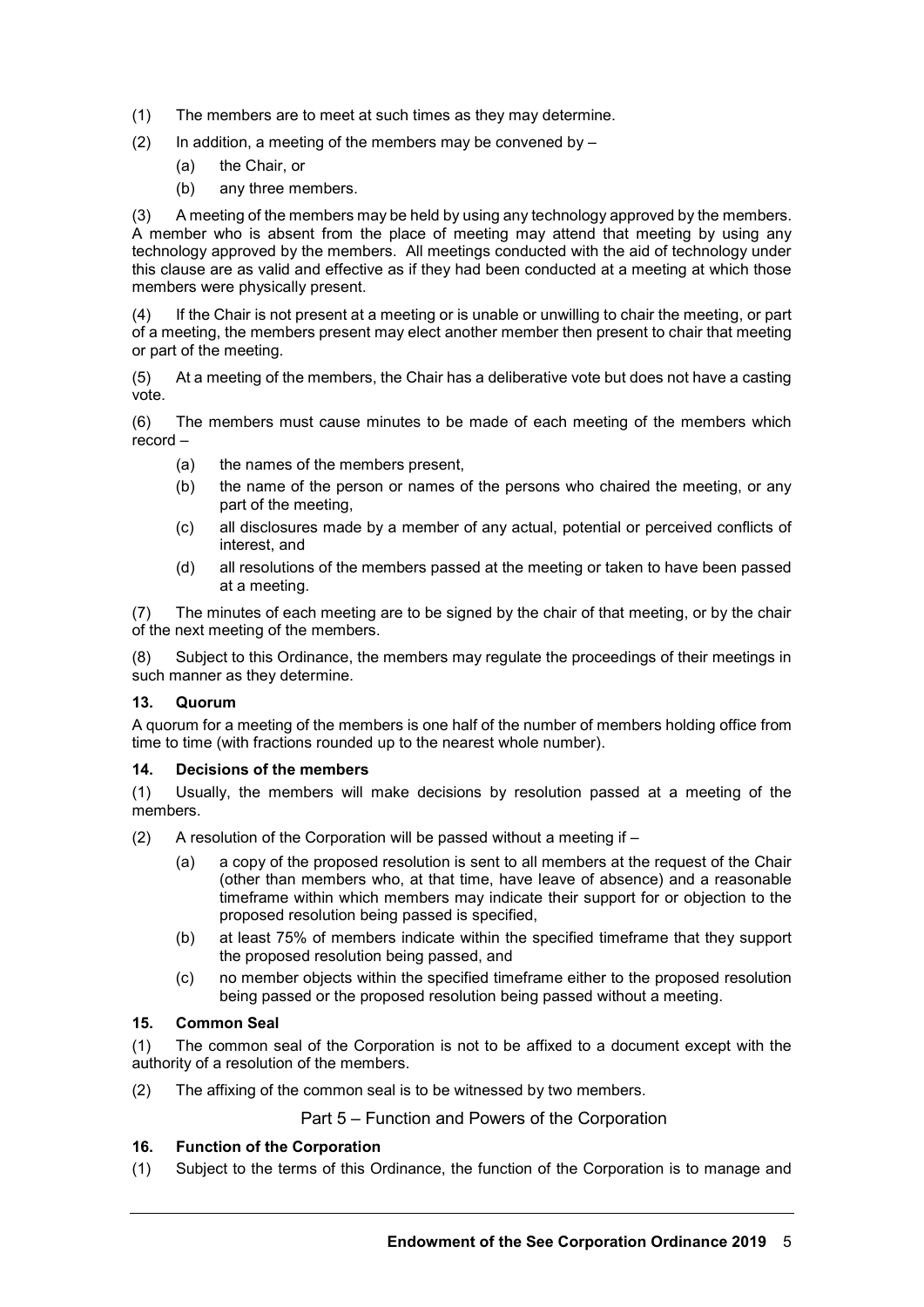(1) The members are to meet at such times as they may determine.

(2) In addition, a meeting of the members may be convened by –

  (a) the Chair, or

  (b) any three members.

(3) A meeting of the members may be held by using any technology approved by the members. A member who is absent from the place of meeting may attend that meeting by using any technology approved by the members. All meetings conducted with the aid of technology under this clause are as valid and effective as if they had been conducted at a meeting at which those members were physically present.

(4) If the Chair is not present at a meeting or is unable or unwilling to chair the meeting, or part of a meeting, the members present may elect another member then present to chair that meeting or part of the meeting.

(5) At a meeting of the members, the Chair has a deliberative vote but does not have a casting vote.

(6) The members must cause minutes to be made of each meeting of the members which record –

  (a) the names of the members present,

  (b) the name of the person or names of the persons who chaired the meeting, or any part of the meeting,

  (c) all disclosures made by a member of any actual, potential or perceived conflicts of interest, and

  (d) all resolutions of the members passed at the meeting or taken to have been passed at a meeting.

(7) The minutes of each meeting are to be signed by the chair of that meeting, or by the chair of the next meeting of the members.

(8) Subject to this Ordinance, the members may regulate the proceedings of their meetings in such manner as they determine.

### 13. Quorum

A quorum for a meeting of the members is one half of the number of members holding office from time to time (with fractions rounded up to the nearest whole number).

### 14. Decisions of the members

(1) Usually, the members will make decisions by resolution passed at a meeting of the members.

(2) A resolution of the Corporation will be passed without a meeting if –

  (a) a copy of the proposed resolution is sent to all members at the request of the Chair (other than members who, at that time, have leave of absence) and a reasonable timeframe within which members may indicate their support for or objection to the proposed resolution being passed is specified,

  (b) at least 75% of members indicate within the specified timeframe that they support the proposed resolution being passed, and

  (c) no member objects within the specified timeframe either to the proposed resolution being passed or the proposed resolution being passed without a meeting.

### 15. Common Seal

(1) The common seal of the Corporation is not to be affixed to a document except with the authority of a resolution of the members.

(2) The affixing of the common seal is to be witnessed by two members.

## Part 5 – Function and Powers of the Corporation

### 16. Function of the Corporation

(1) Subject to the terms of this Ordinance, the function of the Corporation is to manage and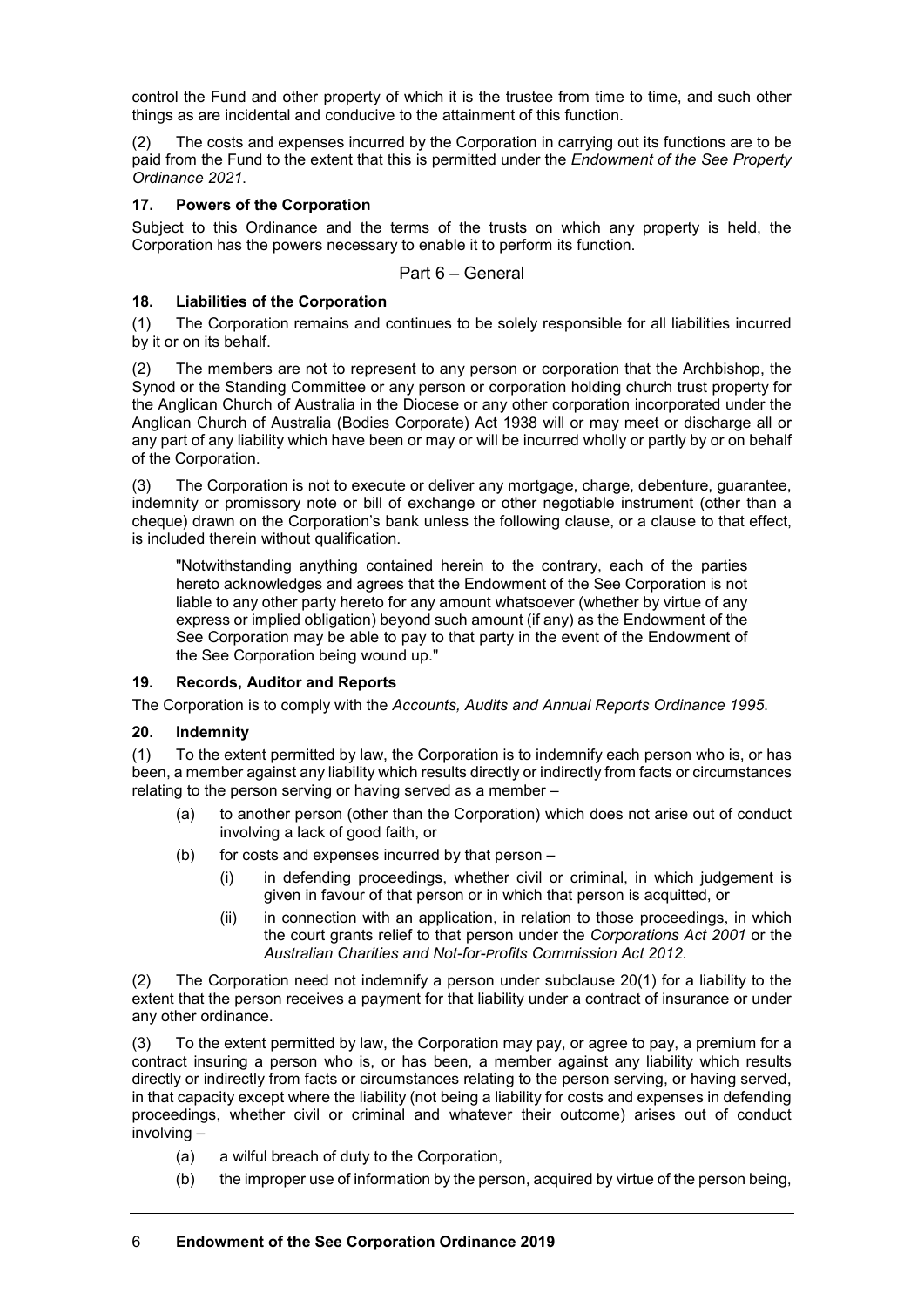control the Fund and other property of which it is the trustee from time to time, and such other things as are incidental and conducive to the attainment of this function.

(2) The costs and expenses incurred by the Corporation in carrying out its functions are to be paid from the Fund to the extent that this is permitted under the *Endowment of the See Property Ordinance 2021*.

### 17. Powers of the Corporation

Subject to this Ordinance and the terms of the trusts on which any property is held, the Corporation has the powers necessary to enable it to perform its function.

## Part 6 – General

### 18. Liabilities of the Corporation

(1) The Corporation remains and continues to be solely responsible for all liabilities incurred by it or on its behalf.

(2) The members are not to represent to any person or corporation that the Archbishop, the Synod or the Standing Committee or any person or corporation holding church trust property for the Anglican Church of Australia in the Diocese or any other corporation incorporated under the Anglican Church of Australia (Bodies Corporate) Act 1938 will or may meet or discharge all or any part of any liability which have been or may or will be incurred wholly or partly by or on behalf of the Corporation.

(3) The Corporation is not to execute or deliver any mortgage, charge, debenture, guarantee, indemnity or promissory note or bill of exchange or other negotiable instrument (other than a cheque) drawn on the Corporation's bank unless the following clause, or a clause to that effect, is included therein without qualification.

> "Notwithstanding anything contained herein to the contrary, each of the parties hereto acknowledges and agrees that the Endowment of the See Corporation is not liable to any other party hereto for any amount whatsoever (whether by virtue of any express or implied obligation) beyond such amount (if any) as the Endowment of the See Corporation may be able to pay to that party in the event of the Endowment of the See Corporation being wound up."

### 19. Records, Auditor and Reports

The Corporation is to comply with the *Accounts, Audits and Annual Reports Ordinance 1995*.

### 20. Indemnity

(1) To the extent permitted by law, the Corporation is to indemnify each person who is, or has been, a member against any liability which results directly or indirectly from facts or circumstances relating to the person serving or having served as a member –

- (a) to another person (other than the Corporation) which does not arise out of conduct involving a lack of good faith, or
- (b) for costs and expenses incurred by that person –
  - (i) in defending proceedings, whether civil or criminal, in which judgement is given in favour of that person or in which that person is acquitted, or
  - (ii) in connection with an application, in relation to those proceedings, in which the court grants relief to that person under the *Corporations Act 2001* or the *Australian Charities and Not-for-Profits Commission Act 2012*.

(2) The Corporation need not indemnify a person under subclause 20(1) for a liability to the extent that the person receives a payment for that liability under a contract of insurance or under any other ordinance.

(3) To the extent permitted by law, the Corporation may pay, or agree to pay, a premium for a contract insuring a person who is, or has been, a member against any liability which results directly or indirectly from facts or circumstances relating to the person serving, or having served, in that capacity except where the liability (not being a liability for costs and expenses in defending proceedings, whether civil or criminal and whatever their outcome) arises out of conduct involving –

- (a) a wilful breach of duty to the Corporation,
- (b) the improper use of information by the person, acquired by virtue of the person being,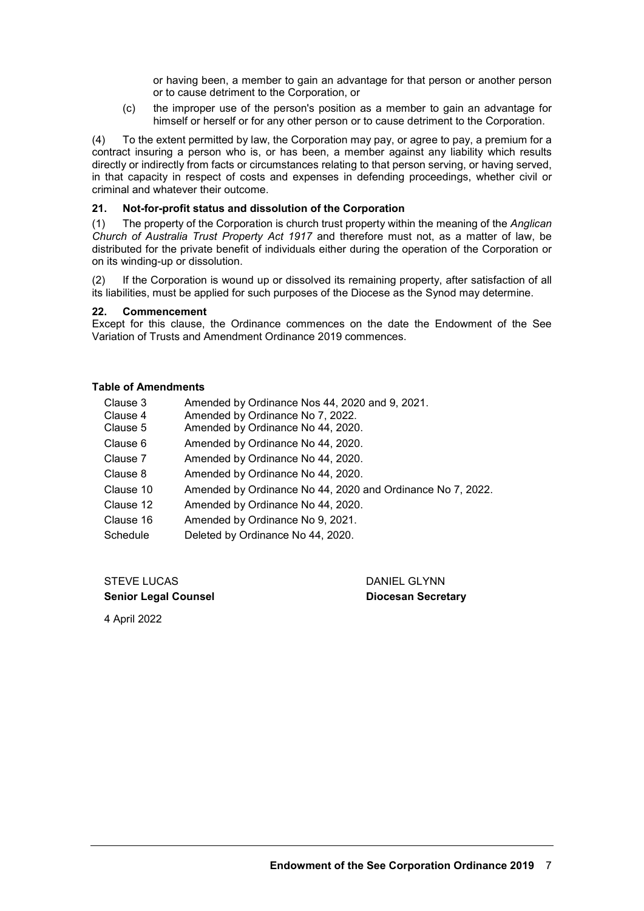or having been, a member to gain an advantage for that person or another person or to cause detriment to the Corporation, or

(c) the improper use of the person's position as a member to gain an advantage for himself or herself or for any other person or to cause detriment to the Corporation.

(4) To the extent permitted by law, the Corporation may pay, or agree to pay, a premium for a contract insuring a person who is, or has been, a member against any liability which results directly or indirectly from facts or circumstances relating to that person serving, or having served, in that capacity in respect of costs and expenses in defending proceedings, whether civil or criminal and whatever their outcome.

**21. Not-for-profit status and dissolution of the Corporation**

(1) The property of the Corporation is church trust property within the meaning of the *Anglican Church of Australia Trust Property Act 1917* and therefore must not, as a matter of law, be distributed for the private benefit of individuals either during the operation of the Corporation or on its winding-up or dissolution.

(2) If the Corporation is wound up or dissolved its remaining property, after satisfaction of all its liabilities, must be applied for such purposes of the Diocese as the Synod may determine.

**22. Commencement**

Except for this clause, the Ordinance commences on the date the Endowment of the See Variation of Trusts and Amendment Ordinance 2019 commences.

**Table of Amendments**

| | |
|---|---|
| Clause 3 | Amended by Ordinance Nos 44, 2020 and 9, 2021. |
| Clause 4 | Amended by Ordinance No 7, 2022. |
| Clause 5 | Amended by Ordinance No 44, 2020. |
| Clause 6 | Amended by Ordinance No 44, 2020. |
| Clause 7 | Amended by Ordinance No 44, 2020. |
| Clause 8 | Amended by Ordinance No 44, 2020. |
| Clause 10 | Amended by Ordinance No 44, 2020 and Ordinance No 7, 2022. |
| Clause 12 | Amended by Ordinance No 44, 2020. |
| Clause 16 | Amended by Ordinance No 9, 2021. |
| Schedule | Deleted by Ordinance No 44, 2020. |

STEVE LUCAS
**Senior Legal Counsel**

DANIEL GLYNN
**Diocesan Secretary**

4 April 2022